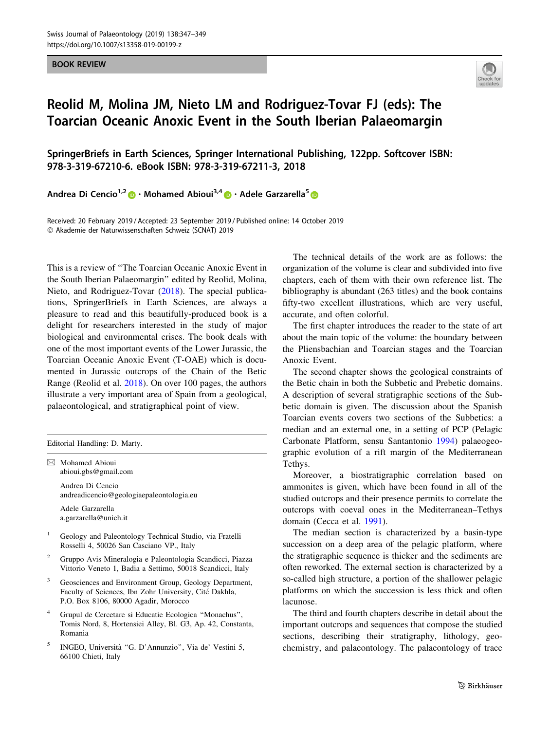BOOK REVIEW

# Reolid M, Molina JM, Nieto LM and Rodriguez-Tovar FJ (eds): The Toarcian Oceanic Anoxic Event in the South Iberian Palaeomargin

## SpringerBriefs in Earth Sciences, Springer International Publishing, 122pp. Softcover ISBN: 978-3-319-67210-6. eBook ISBN: 978-3-319-67211-3, 2018

**Andrea Di Cencio**[1,2] **· Mohamed Abioui**[3,4] **· Adele Garzarella**[5]

Received: 20 February 2019 / Accepted: 23 September 2019 / Published online: 14 October 2019
© Akademie der Naturwissenschaften Schweiz (SCNAT) 2019

This is a review of "The Toarcian Oceanic Anoxic Event in the South Iberian Palaeomargin" edited by Reolid, Molina, Nieto, and Rodriguez-Tovar (2018). The special publications, SpringerBriefs in Earth Sciences, are always a pleasure to read and this beautifully-produced book is a delight for researchers interested in the study of major biological and environmental crises. The book deals with one of the most important events of the Lower Jurassic, the Toarcian Oceanic Anoxic Event (T-OAE) which is documented in Jurassic outcrops of the Chain of the Betic Range (Reolid et al. 2018). On over 100 pages, the authors illustrate a very important area of Spain from a geological, palaeontological, and stratigraphical point of view.

The technical details of the work are as follows: the organization of the volume is clear and subdivided into five chapters, each of them with their own reference list. The bibliography is abundant (263 titles) and the book contains fifty-two excellent illustrations, which are very useful, accurate, and often colorful.

The first chapter introduces the reader to the state of art about the main topic of the volume: the boundary between the Pliensbachian and Toarcian stages and the Toarcian Anoxic Event.

The second chapter shows the geological constraints of the Betic chain in both the Subbetic and Prebetic domains. A description of several stratigraphic sections of the Subbetic domain is given. The discussion about the Spanish Toarcian events covers two sections of the Subbetics: a median and an external one, in a setting of PCP (Pelagic Carbonate Platform, sensu Santantonio 1994) palaeogeographic evolution of a rift margin of the Mediterranean Tethys.

Moreover, a biostratigraphic correlation based on ammonites is given, which have been found in all of the studied outcrops and their presence permits to correlate the outcrops with coeval ones in the Mediterranean–Tethys domain (Cecca et al. 1991).

The median section is characterized by a basin-type succession on a deep area of the pelagic platform, where the stratigraphic sequence is thicker and the sediments are often reworked. The external section is characterized by a so-called high structure, a portion of the shallower pelagic platforms on which the succession is less thick and often lacunose.

The third and fourth chapters describe in detail about the important outcrops and sequences that compose the studied sections, describing their stratigraphy, lithology, geochemistry, and palaeontology. The palaeontology of trace

---

Editorial Handling: D. Marty.

✉ Mohamed Abioui
abioui.gbs@gmail.com

Andrea Di Cencio
andreadicencio@geologiaepaleontologia.eu

Adele Garzarella
a.garzarella@unich.it

[1] Geology and Paleontology Technical Studio, via Fratelli Rosselli 4, 50026 San Casciano VP., Italy

[2] Gruppo Avis Mineralogia e Paleontologia Scandicci, Piazza Vittorio Veneto 1, Badia a Settimo, 50018 Scandicci, Italy

[3] Geosciences and Environment Group, Geology Department, Faculty of Sciences, Ibn Zohr University, Cité Dakhla, P.O. Box 8106, 80000 Agadir, Morocco

[4] Grupul de Cercetare si Educatie Ecologica "Monachus", Tomis Nord, 8, Hortensiei Alley, Bl. G3, Ap. 42, Constanta, Romania

[5] INGEO, Università "G. D'Annunzio", Via de' Vestini 5, 66100 Chieti, Italy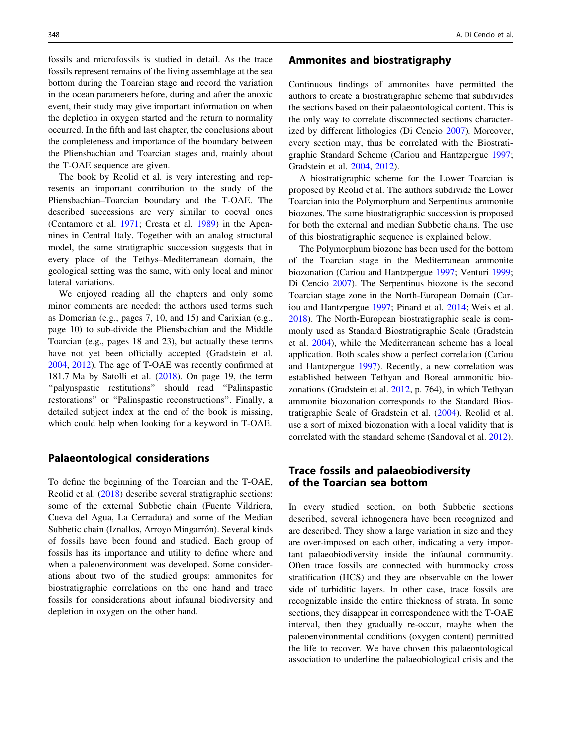fossils and microfossils is studied in detail. As the trace fossils represent remains of the living assemblage at the sea bottom during the Toarcian stage and record the variation in the ocean parameters before, during and after the anoxic event, their study may give important information on when the depletion in oxygen started and the return to normality occurred. In the fifth and last chapter, the conclusions about the completeness and importance of the boundary between the Pliensbachian and Toarcian stages and, mainly about the T-OAE sequence are given.

The book by Reolid et al. is very interesting and represents an important contribution to the study of the Pliensbachian–Toarcian boundary and the T-OAE. The described successions are very similar to coeval ones (Centamore et al. 1971; Cresta et al. 1989) in the Apennines in Central Italy. Together with an analog structural model, the same stratigraphic succession suggests that in every place of the Tethys–Mediterranean domain, the geological setting was the same, with only local and minor lateral variations.

We enjoyed reading all the chapters and only some minor comments are needed: the authors used terms such as Domerian (e.g., pages 7, 10, and 15) and Carixian (e.g., page 10) to sub-divide the Pliensbachian and the Middle Toarcian (e.g., pages 18 and 23), but actually these terms have not yet been officially accepted (Gradstein et al. 2004, 2012). The age of T-OAE was recently confirmed at 181.7 Ma by Satolli et al. (2018). On page 19, the term "palynspastic restitutions" should read "Palinspastic restorations" or "Palinspastic reconstructions". Finally, a detailed subject index at the end of the book is missing, which could help when looking for a keyword in T-OAE.

## Palaeontological considerations

To define the beginning of the Toarcian and the T-OAE, Reolid et al. (2018) describe several stratigraphic sections: some of the external Subbetic chain (Fuente Vildriera, Cueva del Agua, La Cerradura) and some of the Median Subbetic chain (Iznallos, Arroyo Mingarrón). Several kinds of fossils have been found and studied. Each group of fossils has its importance and utility to define where and when a paleoenvironment was developed. Some considerations about two of the studied groups: ammonites for biostratigraphic correlations on the one hand and trace fossils for considerations about infaunal biodiversity and depletion in oxygen on the other hand.

## Ammonites and biostratigraphy

Continuous findings of ammonites have permitted the authors to create a biostratigraphic scheme that subdivides the sections based on their palaeontological content. This is the only way to correlate disconnected sections characterized by different lithologies (Di Cencio 2007). Moreover, every section may, thus be correlated with the Biostratigraphic Standard Scheme (Cariou and Hantzpergue 1997; Gradstein et al. 2004, 2012).

A biostratigraphic scheme for the Lower Toarcian is proposed by Reolid et al. The authors subdivide the Lower Toarcian into the Polymorphum and Serpentinus ammonite biozones. The same biostratigraphic succession is proposed for both the external and median Subbetic chains. The use of this biostratigraphic sequence is explained below.

The Polymorphum biozone has been used for the bottom of the Toarcian stage in the Mediterranean ammonite biozonation (Cariou and Hantzpergue 1997; Venturi 1999; Di Cencio 2007). The Serpentinus biozone is the second Toarcian stage zone in the North-European Domain (Cariou and Hantzpergue 1997; Pinard et al. 2014; Weis et al. 2018). The North-European biostratigraphic scale is commonly used as Standard Biostratigraphic Scale (Gradstein et al. 2004), while the Mediterranean scheme has a local application. Both scales show a perfect correlation (Cariou and Hantzpergue 1997). Recently, a new correlation was established between Tethyan and Boreal ammonitic biozonations (Gradstein et al. 2012, p. 764), in which Tethyan ammonite biozonation corresponds to the Standard Biostratigraphic Scale of Gradstein et al. (2004). Reolid et al. use a sort of mixed biozonation with a local validity that is correlated with the standard scheme (Sandoval et al. 2012).

## Trace fossils and palaeobiodiversity of the Toarcian sea bottom

In every studied section, on both Subbetic sections described, several ichnogenera have been recognized and are described. They show a large variation in size and they are over-imposed on each other, indicating a very important palaeobiodiversity inside the infaunal community. Often trace fossils are connected with hummocky cross stratification (HCS) and they are observable on the lower side of turbiditic layers. In other case, trace fossils are recognizable inside the entire thickness of strata. In some sections, they disappear in correspondence with the T-OAE interval, then they gradually re-occur, maybe when the paleoenvironmental conditions (oxygen content) permitted the life to recover. We have chosen this palaeontological association to underline the palaeobiological crisis and the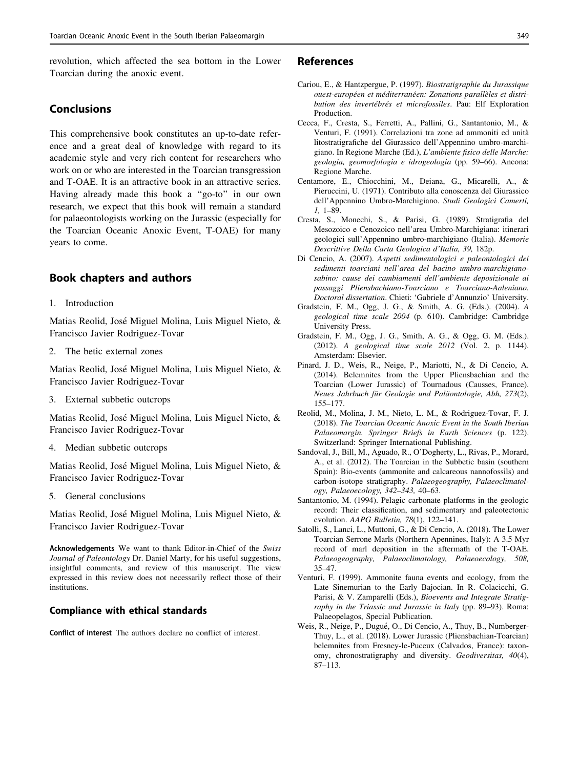revolution, which affected the sea bottom in the Lower Toarcian during the anoxic event.

## Conclusions

This comprehensive book constitutes an up-to-date reference and a great deal of knowledge with regard to its academic style and very rich content for researchers who work on or who are interested in the Toarcian transgression and T-OAE. It is an attractive book in an attractive series. Having already made this book a "go-to" in our own research, we expect that this book will remain a standard for palaeontologists working on the Jurassic (especially for the Toarcian Oceanic Anoxic Event, T-OAE) for many years to come.

## Book chapters and authors

1. Introduction

Matias Reolid, José Miguel Molina, Luis Miguel Nieto, & Francisco Javier Rodriguez-Tovar

2. The betic external zones

Matias Reolid, José Miguel Molina, Luis Miguel Nieto, & Francisco Javier Rodriguez-Tovar

3. External subbetic outcrops

Matias Reolid, José Miguel Molina, Luis Miguel Nieto, & Francisco Javier Rodriguez-Tovar

4. Median subbetic outcrops

Matias Reolid, José Miguel Molina, Luis Miguel Nieto, & Francisco Javier Rodriguez-Tovar

5. General conclusions

Matias Reolid, José Miguel Molina, Luis Miguel Nieto, & Francisco Javier Rodriguez-Tovar

**Acknowledgements** We want to thank Editor-in-Chief of the *Swiss Journal of Paleontology* Dr. Daniel Marty, for his useful suggestions, insightful comments, and review of this manuscript. The view expressed in this review does not necessarily reflect those of their institutions.

### Compliance with ethical standards

**Conflict of interest** The authors declare no conflict of interest.

## References

Cariou, E., & Hantzpergue, P. (1997). *Biostratigraphie du Jurassique ouest-européen et méditerranéen: Zonations parallèles et distribution des invertébrés et microfossiles*. Pau: Elf Exploration Production.

Cecca, F., Cresta, S., Ferretti, A., Pallini, G., Santantonio, M., & Venturi, F. (1991). Correlazioni tra zone ad ammoniti ed unità litostratigrafiche del Giurassico dell'Appennino umbro-marchigiano. In Regione Marche (Ed.), *L'ambiente fisico delle Marche: geologia, geomorfologia e idrogeologia* (pp. 59–66). Ancona: Regione Marche.

Centamore, E., Chiocchini, M., Deiana, G., Micarelli, A., & Pieruccini, U. (1971). Contributo alla conoscenza del Giurassico dell'Appennino Umbro-Marchigiano. *Studi Geologici Camerti, 1,* 1–89.

Cresta, S., Monechi, S., & Parisi, G. (1989). Stratigrafia del Mesozoico e Cenozoico nell'area Umbro-Marchigiana: itinerari geologici sull'Appennino umbro-marchigiano (Italia). *Memorie Descrittive Della Carta Geologica d'Italia, 39,* 182p.

Di Cencio, A. (2007). *Aspetti sedimentologici e paleontologici dei sedimenti toarciani nell'area del bacino umbro-marchigiano-sabino: cause dei cambiamenti dell'ambiente deposizionale ai passaggi Pliensbachiano-Toarciano e Toarciano-Aaleniano. Doctoral dissertation*. Chieti: 'Gabriele d'Annunzio' University.

Gradstein, F. M., Ogg, J. G., & Smith, A. G. (Eds.). (2004). *A geological time scale 2004* (p. 610). Cambridge: Cambridge University Press.

Gradstein, F. M., Ogg, J. G., Smith, A. G., & Ogg, G. M. (Eds.). (2012). *A geological time scale 2012* (Vol. 2, p. 1144). Amsterdam: Elsevier.

Pinard, J. D., Weis, R., Neige, P., Mariotti, N., & Di Cencio, A. (2014). Belemnites from the Upper Pliensbachian and the Toarcian (Lower Jurassic) of Tournadous (Causses, France). *Neues Jahrbuch für Geologie und Paläontologie, Abh, 273*(2), 155–177.

Reolid, M., Molina, J. M., Nieto, L. M., & Rodriguez-Tovar, F. J. (2018). *The Toarcian Oceanic Anoxic Event in the South Iberian Palaeomargin. Springer Briefs in Earth Sciences* (p. 122). Switzerland: Springer International Publishing.

Sandoval, J., Bill, M., Aguado, R., O'Dogherty, L., Rivas, P., Morard, A., et al. (2012). The Toarcian in the Subbetic basin (southern Spain): Bio-events (ammonite and calcareous nannofossils) and carbon-isotope stratigraphy. *Palaeogeography, Palaeoclimatology, Palaeoecology, 342–343,* 40–63.

Santantonio, M. (1994). Pelagic carbonate platforms in the geologic record: Their classification, and sedimentary and paleotectonic evolution. *AAPG Bulletin, 78*(1), 122–141.

Satolli, S., Lanci, L., Muttoni, G., & Di Cencio, A. (2018). The Lower Toarcian Serrone Marls (Northern Apennines, Italy): A 3.5 Myr record of marl deposition in the aftermath of the T-OAE. *Palaeogeography, Palaeoclimatology, Palaeoecology, 508,* 35–47.

Venturi, F. (1999). Ammonite fauna events and ecology, from the Late Sinemurian to the Early Bajocian. In R. Colacicchi, G. Parisi, & V. Zamparelli (Eds.), *Bioevents and Integrate Stratigraphy in the Triassic and Jurassic in Italy* (pp. 89–93). Roma: Palaeopelagos, Special Publication.

Weis, R., Neige, P., Dugué, O., Di Cencio, A., Thuy, B., Numberger-Thuy, L., et al. (2018). Lower Jurassic (Pliensbachian-Toarcian) belemnites from Fresney-le-Puceux (Calvados, France): taxonomy, chronostratigraphy and diversity. *Geodiversitas, 40*(4), 87–113.